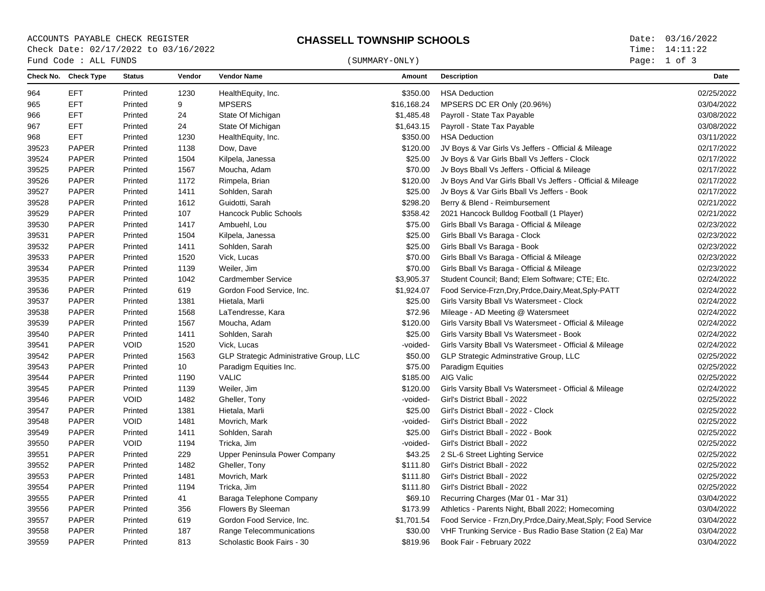ACCOUNTS PAYABLE CHECK REGISTER
Check Date: 02/17/2022 to 03/16/2022
Fund Code : ALL FUNDS

# CHASSELL TOWNSHIP SCHOOLS

(SUMMARY-ONLY)

Date: 03/16/2022
Time: 14:11:22

| Check No. | Check Type | Status | Vendor | Vendor Name | Amount | Description | Date |
|---|---|---|---|---|---|---|---|
| 964 | EFT | Printed | 1230 | HealthEquity, Inc. | $350.00 | HSA Deduction | 02/25/2022 |
| 965 | EFT | Printed | 9 | MPSERS | $16,168.24 | MPSERS DC ER Only (20.96%) | 03/04/2022 |
| 966 | EFT | Printed | 24 | State Of Michigan | $1,485.48 | Payroll - State Tax Payable | 03/08/2022 |
| 967 | EFT | Printed | 24 | State Of Michigan | $1,643.15 | Payroll - State Tax Payable | 03/08/2022 |
| 968 | EFT | Printed | 1230 | HealthEquity, Inc. | $350.00 | HSA Deduction | 03/11/2022 |
| 39523 | PAPER | Printed | 1138 | Dow, Dave | $120.00 | JV Boys & Var Girls Vs Jeffers - Official & Mileage | 02/17/2022 |
| 39524 | PAPER | Printed | 1504 | Kilpela, Janessa | $25.00 | Jv Boys & Var Girls Bball Vs Jeffers - Clock | 02/17/2022 |
| 39525 | PAPER | Printed | 1567 | Moucha, Adam | $70.00 | Jv Boys Bball Vs Jeffers - Official & Mileage | 02/17/2022 |
| 39526 | PAPER | Printed | 1172 | Rimpela, Brian | $120.00 | Jv Boys And Var Girls Bball Vs Jeffers - Official & Mileage | 02/17/2022 |
| 39527 | PAPER | Printed | 1411 | Sohlden, Sarah | $25.00 | Jv Boys & Var Girls Bball Vs Jeffers - Book | 02/17/2022 |
| 39528 | PAPER | Printed | 1612 | Guidotti, Sarah | $298.20 | Berry & Blend - Reimbursement | 02/21/2022 |
| 39529 | PAPER | Printed | 107 | Hancock Public Schools | $358.42 | 2021 Hancock Bulldog Football (1 Player) | 02/21/2022 |
| 39530 | PAPER | Printed | 1417 | Ambuehl, Lou | $75.00 | Girls Bball Vs Baraga - Official & Mileage | 02/23/2022 |
| 39531 | PAPER | Printed | 1504 | Kilpela, Janessa | $25.00 | Girls Bball Vs Baraga - Clock | 02/23/2022 |
| 39532 | PAPER | Printed | 1411 | Sohlden, Sarah | $25.00 | Girls Bball Vs Baraga - Book | 02/23/2022 |
| 39533 | PAPER | Printed | 1520 | Vick, Lucas | $70.00 | Girls Bball Vs Baraga - Official & Mileage | 02/23/2022 |
| 39534 | PAPER | Printed | 1139 | Weiler, Jim | $70.00 | Girls Bball Vs Baraga - Official & Mileage | 02/23/2022 |
| 39535 | PAPER | Printed | 1042 | Cardmember Service | $3,905.37 | Student Council; Band; Elem Software; CTE; Etc. | 02/24/2022 |
| 39536 | PAPER | Printed | 619 | Gordon Food Service, Inc. | $1,924.07 | Food Service-Frzn,Dry,Prdce,Dairy,Meat,Sply-PATT | 02/24/2022 |
| 39537 | PAPER | Printed | 1381 | Hietala, Marli | $25.00 | Girls Varsity Bball Vs Watersmeet - Clock | 02/24/2022 |
| 39538 | PAPER | Printed | 1568 | LaTendresse, Kara | $72.96 | Mileage - AD Meeting @ Watersmeet | 02/24/2022 |
| 39539 | PAPER | Printed | 1567 | Moucha, Adam | $120.00 | Girls Varsity Bball Vs Watersmeet - Official & Mileage | 02/24/2022 |
| 39540 | PAPER | Printed | 1411 | Sohlden, Sarah | $25.00 | Girls Varsity Bball Vs Watersmeet - Book | 02/24/2022 |
| 39541 | PAPER | VOID | 1520 | Vick, Lucas | -voided- | Girls Varsity Bball Vs Watersmeet - Official & Mileage | 02/24/2022 |
| 39542 | PAPER | Printed | 1563 | GLP Strategic Administrative Group, LLC | $50.00 | GLP Strategic Adminstrative Group, LLC | 02/25/2022 |
| 39543 | PAPER | Printed | 10 | Paradigm Equities Inc. | $75.00 | Paradigm Equities | 02/25/2022 |
| 39544 | PAPER | Printed | 1190 | VALIC | $185.00 | AIG Valic | 02/25/2022 |
| 39545 | PAPER | Printed | 1139 | Weiler, Jim | $120.00 | Girls Varsity Bball Vs Watersmeet - Official & Mileage | 02/24/2022 |
| 39546 | PAPER | VOID | 1482 | Gheller, Tony | -voided- | Girl's District Bball - 2022 | 02/25/2022 |
| 39547 | PAPER | Printed | 1381 | Hietala, Marli | $25.00 | Girl's District Bball - 2022 - Clock | 02/25/2022 |
| 39548 | PAPER | VOID | 1481 | Movrich, Mark | -voided- | Girl's District Bball - 2022 | 02/25/2022 |
| 39549 | PAPER | Printed | 1411 | Sohlden, Sarah | $25.00 | Girl's District Bball - 2022 - Book | 02/25/2022 |
| 39550 | PAPER | VOID | 1194 | Tricka, Jim | -voided- | Girl's District Bball - 2022 | 02/25/2022 |
| 39551 | PAPER | Printed | 229 | Upper Peninsula Power Company | $43.25 | 2 SL-6 Street Lighting Service | 02/25/2022 |
| 39552 | PAPER | Printed | 1482 | Gheller, Tony | $111.80 | Girl's District Bball - 2022 | 02/25/2022 |
| 39553 | PAPER | Printed | 1481 | Movrich, Mark | $111.80 | Girl's District Bball - 2022 | 02/25/2022 |
| 39554 | PAPER | Printed | 1194 | Tricka, Jim | $111.80 | Girl's District Bball - 2022 | 02/25/2022 |
| 39555 | PAPER | Printed | 41 | Baraga Telephone Company | $69.10 | Recurring Charges (Mar 01 - Mar 31) | 03/04/2022 |
| 39556 | PAPER | Printed | 356 | Flowers By Sleeman | $173.99 | Athletics - Parents Night, Bball 2022; Homecoming | 03/04/2022 |
| 39557 | PAPER | Printed | 619 | Gordon Food Service, Inc. | $1,701.54 | Food Service - Frzn,Dry,Prdce,Dairy,Meat,Sply; Food Service | 03/04/2022 |
| 39558 | PAPER | Printed | 187 | Range Telecommunications | $30.00 | VHF Trunking Service - Bus Radio Base Station (2 Ea) Mar | 03/04/2022 |
| 39559 | PAPER | Printed | 813 | Scholastic Book Fairs - 30 | $819.96 | Book Fair - February 2022 | 03/04/2022 |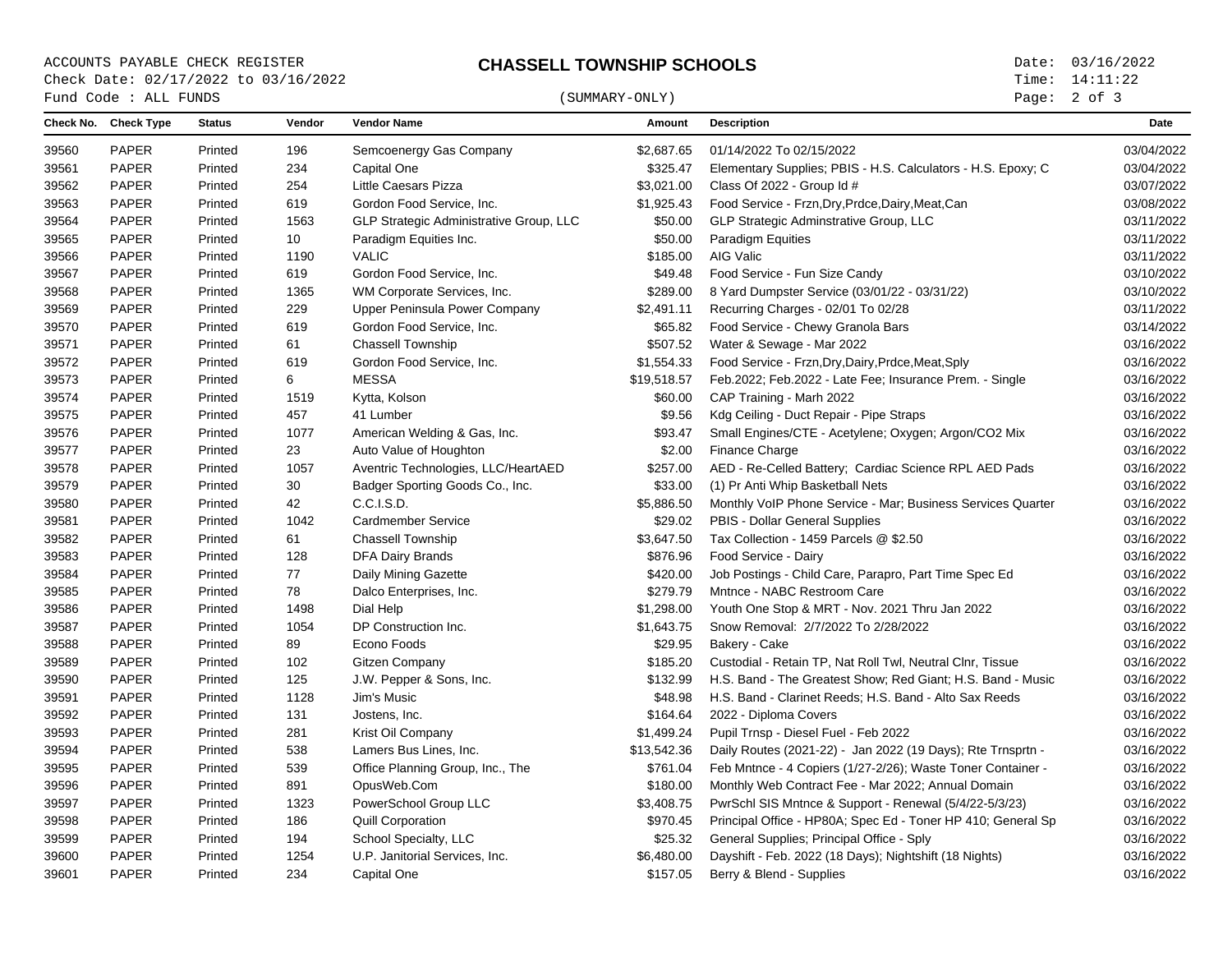ACCOUNTS PAYABLE CHECK REGISTER
Check Date: 02/17/2022 to 03/16/2022
Fund Code : ALL FUNDS

# CHASSELL TOWNSHIP SCHOOLS

(SUMMARY-ONLY)

Date: 03/16/2022
Time: 14:11:22

| Check No. | Check Type | Status | Vendor | Vendor Name | Amount | Description | Date |
|---|---|---|---|---|---|---|---|
| 39560 | PAPER | Printed | 196 | Semcoenergy Gas Company | $2,687.65 | 01/14/2022 To 02/15/2022 | 03/04/2022 |
| 39561 | PAPER | Printed | 234 | Capital One | $325.47 | Elementary Supplies; PBIS - H.S. Calculators - H.S. Epoxy; C | 03/04/2022 |
| 39562 | PAPER | Printed | 254 | Little Caesars Pizza | $3,021.00 | Class Of 2022 - Group Id # | 03/07/2022 |
| 39563 | PAPER | Printed | 619 | Gordon Food Service, Inc. | $1,925.43 | Food Service - Frzn,Dry,Prdce,Dairy,Meat,Can | 03/08/2022 |
| 39564 | PAPER | Printed | 1563 | GLP Strategic Administrative Group, LLC | $50.00 | GLP Strategic Adminstrative Group, LLC | 03/11/2022 |
| 39565 | PAPER | Printed | 10 | Paradigm Equities Inc. | $50.00 | Paradigm Equities | 03/11/2022 |
| 39566 | PAPER | Printed | 1190 | VALIC | $185.00 | AIG Valic | 03/11/2022 |
| 39567 | PAPER | Printed | 619 | Gordon Food Service, Inc. | $49.48 | Food Service - Fun Size Candy | 03/10/2022 |
| 39568 | PAPER | Printed | 1365 | WM Corporate Services, Inc. | $289.00 | 8 Yard Dumpster Service (03/01/22 - 03/31/22) | 03/10/2022 |
| 39569 | PAPER | Printed | 229 | Upper Peninsula Power Company | $2,491.11 | Recurring Charges - 02/01 To 02/28 | 03/11/2022 |
| 39570 | PAPER | Printed | 619 | Gordon Food Service, Inc. | $65.82 | Food Service - Chewy Granola Bars | 03/14/2022 |
| 39571 | PAPER | Printed | 61 | Chassell Township | $507.52 | Water & Sewage - Mar 2022 | 03/16/2022 |
| 39572 | PAPER | Printed | 619 | Gordon Food Service, Inc. | $1,554.33 | Food Service - Frzn,Dry,Dairy,Prdce,Meat,Sply | 03/16/2022 |
| 39573 | PAPER | Printed | 6 | MESSA | $19,518.57 | Feb.2022; Feb.2022 - Late Fee; Insurance Prem. - Single | 03/16/2022 |
| 39574 | PAPER | Printed | 1519 | Kytta, Kolson | $60.00 | CAP Training - Marh 2022 | 03/16/2022 |
| 39575 | PAPER | Printed | 457 | 41 Lumber | $9.56 | Kdg Ceiling - Duct Repair - Pipe Straps | 03/16/2022 |
| 39576 | PAPER | Printed | 1077 | American Welding & Gas, Inc. | $93.47 | Small Engines/CTE - Acetylene; Oxygen; Argon/CO2 Mix | 03/16/2022 |
| 39577 | PAPER | Printed | 23 | Auto Value of Houghton | $2.00 | Finance Charge | 03/16/2022 |
| 39578 | PAPER | Printed | 1057 | Aventric Technologies, LLC/HeartAED | $257.00 | AED - Re-Celled Battery; Cardiac Science RPL AED Pads | 03/16/2022 |
| 39579 | PAPER | Printed | 30 | Badger Sporting Goods Co., Inc. | $33.00 | (1) Pr Anti Whip Basketball Nets | 03/16/2022 |
| 39580 | PAPER | Printed | 42 | C.C.I.S.D. | $5,886.50 | Monthly VoIP Phone Service - Mar; Business Services Quarter | 03/16/2022 |
| 39581 | PAPER | Printed | 1042 | Cardmember Service | $29.02 | PBIS - Dollar General Supplies | 03/16/2022 |
| 39582 | PAPER | Printed | 61 | Chassell Township | $3,647.50 | Tax Collection - 1459 Parcels @ $2.50 | 03/16/2022 |
| 39583 | PAPER | Printed | 128 | DFA Dairy Brands | $876.96 | Food Service - Dairy | 03/16/2022 |
| 39584 | PAPER | Printed | 77 | Daily Mining Gazette | $420.00 | Job Postings - Child Care, Parapro, Part Time Spec Ed | 03/16/2022 |
| 39585 | PAPER | Printed | 78 | Dalco Enterprises, Inc. | $279.79 | Mntnce - NABC Restroom Care | 03/16/2022 |
| 39586 | PAPER | Printed | 1498 | Dial Help | $1,298.00 | Youth One Stop & MRT - Nov. 2021 Thru Jan 2022 | 03/16/2022 |
| 39587 | PAPER | Printed | 1054 | DP Construction Inc. | $1,643.75 | Snow Removal: 2/7/2022 To 2/28/2022 | 03/16/2022 |
| 39588 | PAPER | Printed | 89 | Econo Foods | $29.95 | Bakery - Cake | 03/16/2022 |
| 39589 | PAPER | Printed | 102 | Gitzen Company | $185.20 | Custodial - Retain TP, Nat Roll Twl, Neutral Clnr, Tissue | 03/16/2022 |
| 39590 | PAPER | Printed | 125 | J.W. Pepper & Sons, Inc. | $132.99 | H.S. Band - The Greatest Show; Red Giant; H.S. Band - Music | 03/16/2022 |
| 39591 | PAPER | Printed | 1128 | Jim's Music | $48.98 | H.S. Band - Clarinet Reeds; H.S. Band - Alto Sax Reeds | 03/16/2022 |
| 39592 | PAPER | Printed | 131 | Jostens, Inc. | $164.64 | 2022 - Diploma Covers | 03/16/2022 |
| 39593 | PAPER | Printed | 281 | Krist Oil Company | $1,499.24 | Pupil Trnsp - Diesel Fuel - Feb 2022 | 03/16/2022 |
| 39594 | PAPER | Printed | 538 | Lamers Bus Lines, Inc. | $13,542.36 | Daily Routes (2021-22) - Jan 2022 (19 Days); Rte Trnsprtn - | 03/16/2022 |
| 39595 | PAPER | Printed | 539 | Office Planning Group, Inc., The | $761.04 | Feb Mntnce - 4 Copiers (1/27-2/26); Waste Toner Container - | 03/16/2022 |
| 39596 | PAPER | Printed | 891 | OpusWeb.Com | $180.00 | Monthly Web Contract Fee - Mar 2022; Annual Domain | 03/16/2022 |
| 39597 | PAPER | Printed | 1323 | PowerSchool Group LLC | $3,408.75 | PwrSchl SIS Mntnce & Support - Renewal (5/4/22-5/3/23) | 03/16/2022 |
| 39598 | PAPER | Printed | 186 | Quill Corporation | $970.45 | Principal Office - HP80A; Spec Ed - Toner HP 410; General Sp | 03/16/2022 |
| 39599 | PAPER | Printed | 194 | School Specialty, LLC | $25.32 | General Supplies; Principal Office - Sply | 03/16/2022 |
| 39600 | PAPER | Printed | 1254 | U.P. Janitorial Services, Inc. | $6,480.00 | Dayshift - Feb. 2022 (18 Days); Nightshift (18 Nights) | 03/16/2022 |
| 39601 | PAPER | Printed | 234 | Capital One | $157.05 | Berry & Blend - Supplies | 03/16/2022 |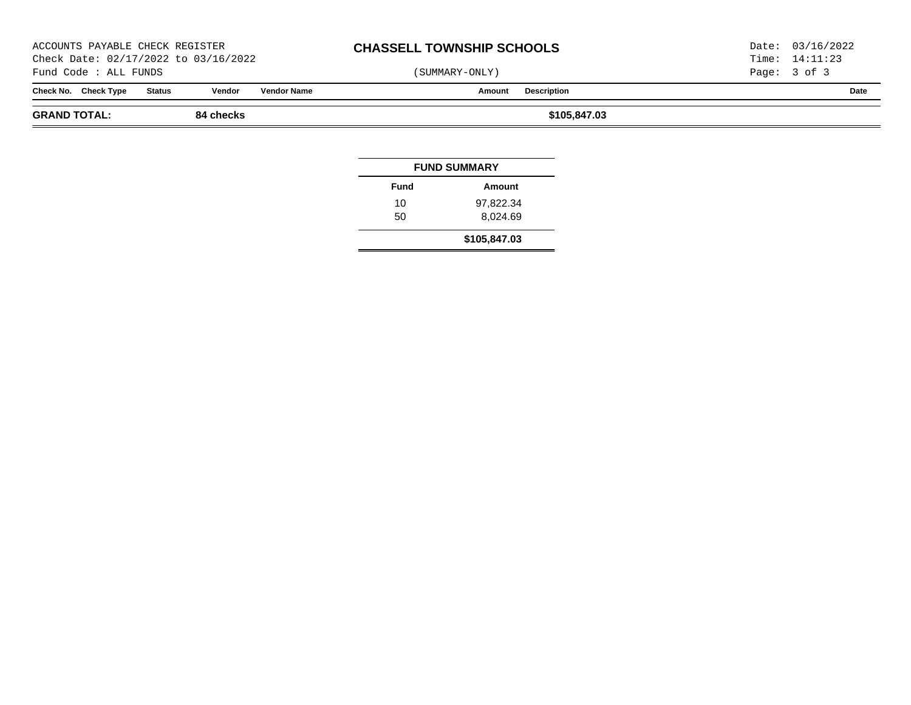ACCOUNTS PAYABLE CHECK REGISTER
Check Date: 02/17/2022 to 03/16/2022
Fund Code : ALL FUNDS

# CHASSELL TOWNSHIP SCHOOLS

(SUMMARY-ONLY)

Date: 03/16/2022
Time: 14:11:23

| Check No. | Check Type | Status | Vendor | Vendor Name | Amount | Description | Date |
|---|---|---|---|---|---|---|---|
| **GRAND TOTAL:** | | | **84 checks** | | **$105,847.03** | | |

**FUND SUMMARY**

| Fund | Amount |
|---|---|
| 10 | 97,822.34 |
| 50 | 8,024.69 |
| | **$105,847.03** |